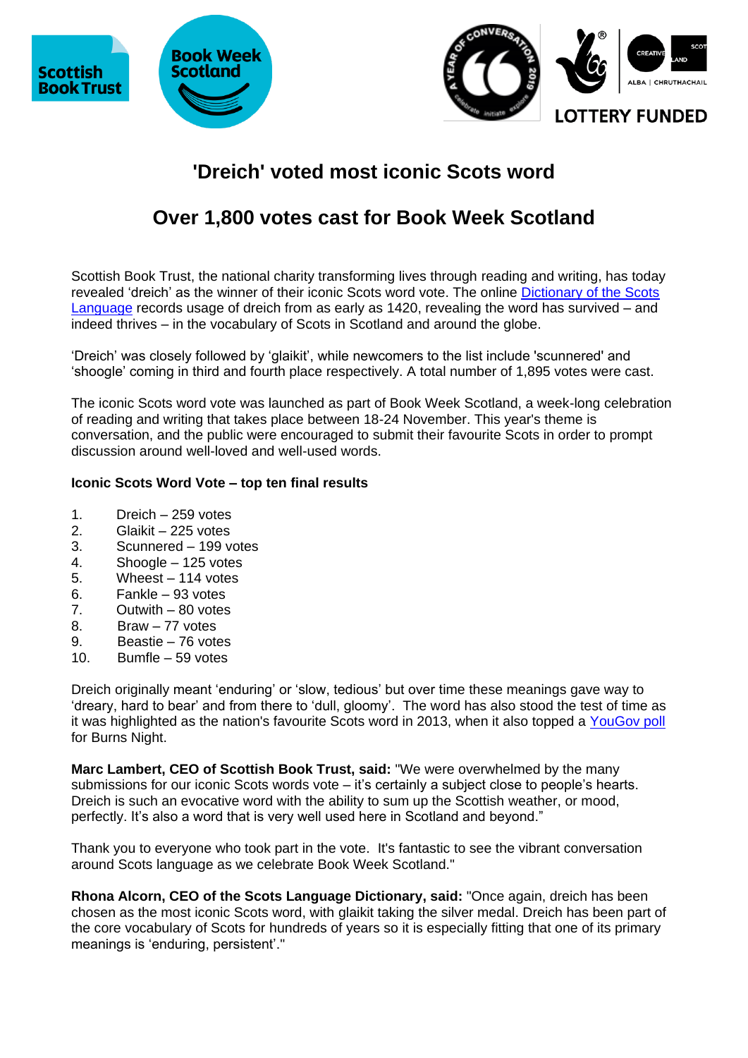# 'Dreich' voted most iconic Scots word

## Over 1,800 votes cast for Book Week Scotland

Scottish Book Trust, the national charity transforming lives through reading and writing, has today revealed 'dreich' as the winner of their iconic Scots word vote. The online Dictionary of the Scots Language records usage of dreich from as early as 1420, revealing the word has survived – and indeed thrives – in the vocabulary of Scots in Scotland and around the globe.

'Dreich' was closely followed by 'glaikit', while newcomers to the list include 'scunnered' and 'shoogle' coming in third and fourth place respectively. A total number of 1,895 votes were cast.

The iconic Scots word vote was launched as part of Book Week Scotland, a week-long celebration of reading and writing that takes place between 18-24 November. This year's theme is conversation, and the public were encouraged to submit their favourite Scots in order to prompt discussion around well-loved and well-used words.

**Iconic Scots Word Vote – top ten final results**

1. Dreich – 259 votes
2. Glaikit – 225 votes
3. Scunnered – 199 votes
4. Shoogle – 125 votes
5. Wheest – 114 votes
6. Fankle – 93 votes
7. Outwith – 80 votes
8. Braw – 77 votes
9. Beastie – 76 votes
10. Bumfle – 59 votes

Dreich originally meant 'enduring' or 'slow, tedious' but over time these meanings gave way to 'dreary, hard to bear' and from there to 'dull, gloomy'. The word has also stood the test of time as it was highlighted as the nation's favourite Scots word in 2013, when it also topped a YouGov poll for Burns Night.

**Marc Lambert, CEO of Scottish Book Trust, said:** "We were overwhelmed by the many submissions for our iconic Scots words vote – it's certainly a subject close to people's hearts. Dreich is such an evocative word with the ability to sum up the Scottish weather, or mood, perfectly. It's also a word that is very well used here in Scotland and beyond."

Thank you to everyone who took part in the vote. It's fantastic to see the vibrant conversation around Scots language as we celebrate Book Week Scotland."

**Rhona Alcorn, CEO of the Scots Language Dictionary, said:** "Once again, dreich has been chosen as the most iconic Scots word, with glaikit taking the silver medal. Dreich has been part of the core vocabulary of Scots for hundreds of years so it is especially fitting that one of its primary meanings is 'enduring, persistent'."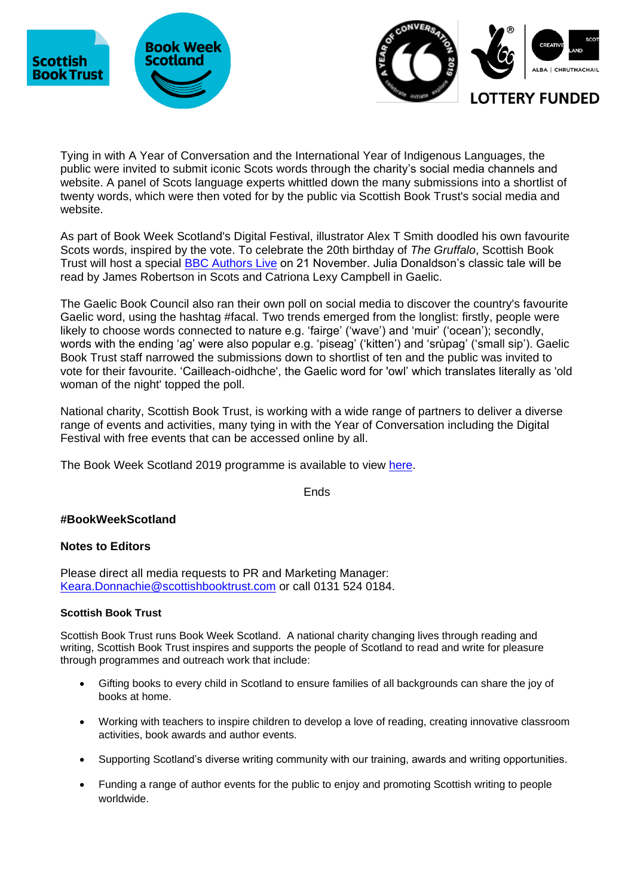Tying in with A Year of Conversation and the International Year of Indigenous Languages, the public were invited to submit iconic Scots words through the charity's social media channels and website. A panel of Scots language experts whittled down the many submissions into a shortlist of twenty words, which were then voted for by the public via Scottish Book Trust's social media and website.

As part of Book Week Scotland's Digital Festival, illustrator Alex T Smith doodled his own favourite Scots words, inspired by the vote. To celebrate the 20th birthday of *The Gruffalo*, Scottish Book Trust will host a special [BBC Authors Live] on 21 November. Julia Donaldson's classic tale will be read by James Robertson in Scots and Catriona Lexy Campbell in Gaelic.

The Gaelic Book Council also ran their own poll on social media to discover the country's favourite Gaelic word, using the hashtag #facal. Two trends emerged from the longlist: firstly, people were likely to choose words connected to nature e.g. 'fairge' ('wave') and 'muir' ('ocean'); secondly, words with the ending 'ag' were also popular e.g. 'piseag' ('kitten') and 'srùpag' ('small sip'). Gaelic Book Trust staff narrowed the submissions down to shortlist of ten and the public was invited to vote for their favourite. 'Cailleach-oidhche', the Gaelic word for 'owl' which translates literally as 'old woman of the night' topped the poll.

National charity, Scottish Book Trust, is working with a wide range of partners to deliver a diverse range of events and activities, many tying in with the Year of Conversation including the Digital Festival with free events that can be accessed online by all.

The Book Week Scotland 2019 programme is available to view [here].

Ends

**#BookWeekScotland**

**Notes to Editors**

Please direct all media requests to PR and Marketing Manager: Keara.Donnachie@scottishbooktrust.com or call 0131 524 0184.

**Scottish Book Trust**

Scottish Book Trust runs Book Week Scotland. A national charity changing lives through reading and writing, Scottish Book Trust inspires and supports the people of Scotland to read and write for pleasure through programmes and outreach work that include:

- Gifting books to every child in Scotland to ensure families of all backgrounds can share the joy of books at home.
- Working with teachers to inspire children to develop a love of reading, creating innovative classroom activities, book awards and author events.
- Supporting Scotland's diverse writing community with our training, awards and writing opportunities.
- Funding a range of author events for the public to enjoy and promoting Scottish writing to people worldwide.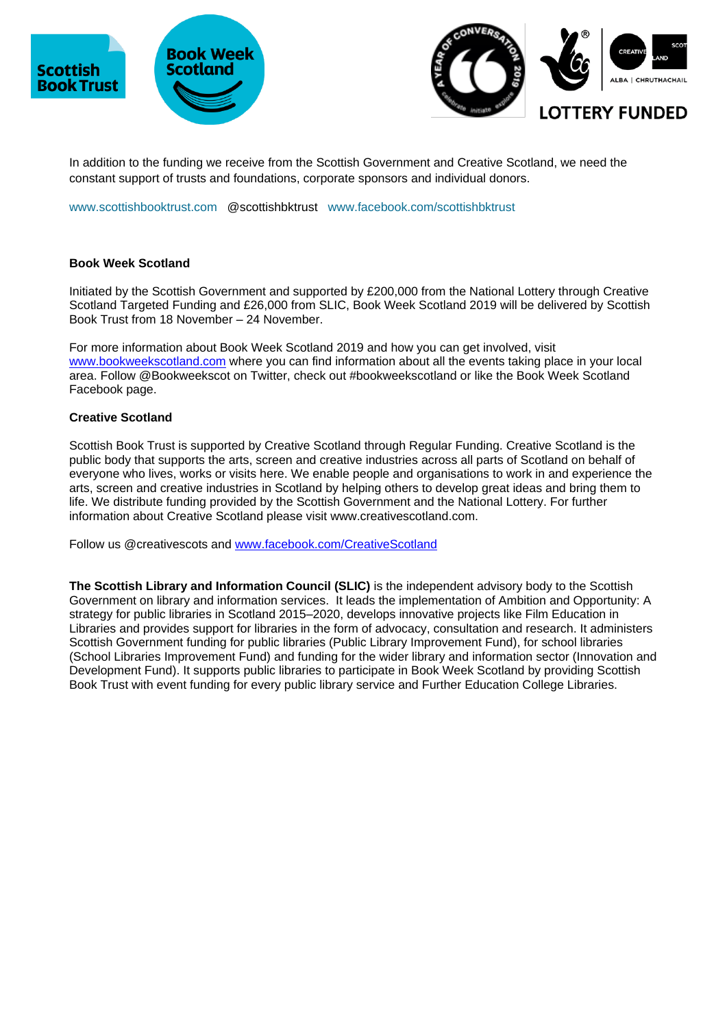In addition to the funding we receive from the Scottish Government and Creative Scotland, we need the constant support of trusts and foundations, corporate sponsors and individual donors.

www.scottishbooktrust.com   @scottishbktrust   www.facebook.com/scottishbktrust

**Book Week Scotland**

Initiated by the Scottish Government and supported by £200,000 from the National Lottery through Creative Scotland Targeted Funding and £26,000 from SLIC, Book Week Scotland 2019 will be delivered by Scottish Book Trust from 18 November – 24 November.

For more information about Book Week Scotland 2019 and how you can get involved, visit www.bookweekscotland.com where you can find information about all the events taking place in your local area. Follow @Bookweekscot on Twitter, check out #bookweekscotland or like the Book Week Scotland Facebook page.

**Creative Scotland**

Scottish Book Trust is supported by Creative Scotland through Regular Funding. Creative Scotland is the public body that supports the arts, screen and creative industries across all parts of Scotland on behalf of everyone who lives, works or visits here. We enable people and organisations to work in and experience the arts, screen and creative industries in Scotland by helping others to develop great ideas and bring them to life. We distribute funding provided by the Scottish Government and the National Lottery. For further information about Creative Scotland please visit www.creativescotland.com.

Follow us @creativescots and www.facebook.com/CreativeScotland

**The Scottish Library and Information Council (SLIC)** is the independent advisory body to the Scottish Government on library and information services. It leads the implementation of Ambition and Opportunity: A strategy for public libraries in Scotland 2015–2020, develops innovative projects like Film Education in Libraries and provides support for libraries in the form of advocacy, consultation and research. It administers Scottish Government funding for public libraries (Public Library Improvement Fund), for school libraries (School Libraries Improvement Fund) and funding for the wider library and information sector (Innovation and Development Fund). It supports public libraries to participate in Book Week Scotland by providing Scottish Book Trust with event funding for every public library service and Further Education College Libraries.